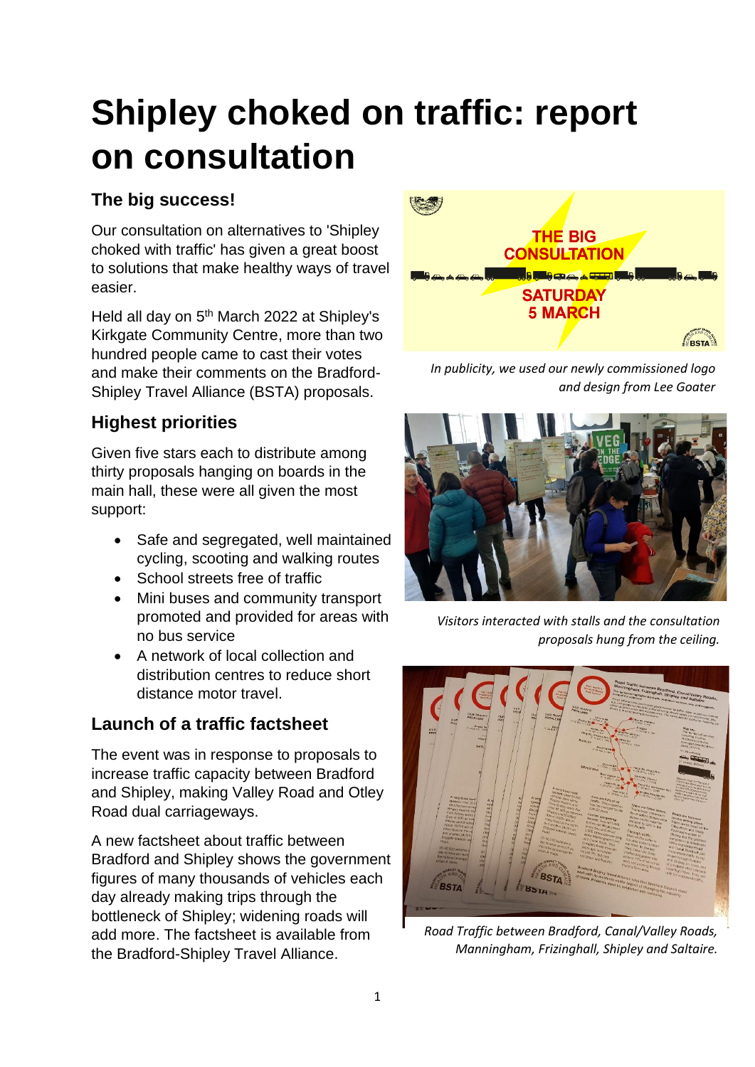# Shipley choked on traffic: report on consultation

## The big success!

Our consultation on alternatives to 'Shipley choked with traffic' has given a great boost to solutions that make healthy ways of travel easier.

Held all day on 5th March 2022 at Shipley's Kirkgate Community Centre, more than two hundred people came to cast their votes and make their comments on the Bradford-Shipley Travel Alliance (BSTA) proposals.

## Highest priorities

Given five stars each to distribute among thirty proposals hanging on boards in the main hall, these were all given the most support:

- Safe and segregated, well maintained cycling, scooting and walking routes
- School streets free of traffic
- Mini buses and community transport promoted and provided for areas with no bus service
- A network of local collection and distribution centres to reduce short distance motor travel.

## Launch of a traffic factsheet

The event was in response to proposals to increase traffic capacity between Bradford and Shipley, making Valley Road and Otley Road dual carriageways.

A new factsheet about traffic between Bradford and Shipley shows the government figures of many thousands of vehicles each day already making trips through the bottleneck of Shipley; widening roads will add more. The factsheet is available from the Bradford-Shipley Travel Alliance.

*In publicity, we used our newly commissioned logo and design from Lee Goater*

*Visitors interacted with stalls and the consultation proposals hung from the ceiling.*

*Road Traffic between Bradford, Canal/Valley Roads, Manningham, Frizinghall, Shipley and Saltaire.*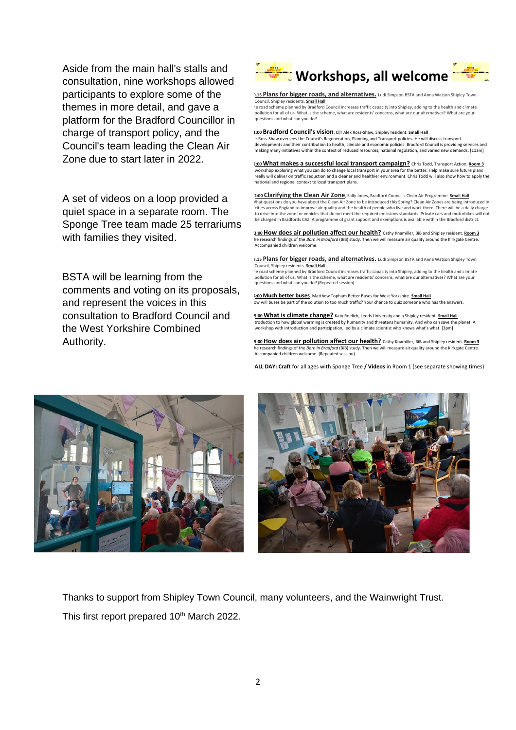Aside from the main hall's stalls and consultation, nine workshops allowed participants to explore some of the themes in more detail, and gave a platform for the Bradford Councillor in charge of transport policy, and the Council's team leading the Clean Air Zone due to start later in 2022.

A set of videos on a loop provided a quiet space in a separate room. The Sponge Tree team made 25 terrariums with families they visited.

BSTA will be learning from the comments and voting on its proposals, and represent the voices in this consultation to Bradford Council and the West Yorkshire Combined Authority.

## Workshops, all welcome

**).15 Plans for bigger roads, and alternatives.** Ludi Simpson BSTA and Anna Watson Shipley Town Council, Shipley residents. **Small Hall**
ne road scheme planned by Bradford Council increases traffic capacity into Shipley, adding to the health and climate pollution for all of us. What is the scheme, what are residents' concerns, what are our alternatives? What are your questions and what can you do?

**1:00 Bradford Council's vision**. Cllr Alex Ross-Shaw, Shipley resident. **Small Hall**
lr Ross-Shaw oversees the Council's Regeneration, Planning and Transport policies. He will discuss transport developments and their contribution to health, climate and economic policies. Bradford Council is providing services and making many initiatives within the context of reduced resources, national regulation, and varied new demands. [11am]

**2:00 What makes a successful local transport campaign?** Chris Todd, Transport Action. **Room 3**
workshop exploring what you can do to change local transport in your area for the better. Help make sure future plans really will deliver on traffic reduction and a cleaner and healthier environment. Chris Todd will also show how to apply the national and regional context to local transport plans.

**2:00 Clarifying the Clean Air Zone**, Sally Jones, Bradford Council's Clean Air Programme. **Small Hall**
What questions do you have about the Clean Air Zone to be introduced this Spring? Clean Air Zones are being introduced in cities across England to improve air quality and the health of people who live and work there. There will be a daily charge to drive into the zone for vehicles that do not meet the required emissions standards. Private cars and motorbikes will not be charged in Bradfords CAZ. A programme of grant support and exemptions is available within the Bradford district.

**3:00 How does air pollution affect our health?** Cathy Knamiller, BiB and Shipley resident. **Room 3**
he research findings of the *Born in Bradford* (BiB) study. Then we will measure air quality around the Kirkgate Centre. Accompanied children welcome.

**3.15 Plans for bigger roads, and alternatives.** Ludi Simpson BSTA and Anna Watson Shipley Town Council, Shipley residents. **Small Hall**
ne road scheme planned by Bradford Council increases traffic capacity into Shipley, adding to the health and climate pollution for all of us. What is the scheme, what are residents' concerns, what are our alternatives? What are your questions and what can you do? (Repeated session)

**4:00 Much better buses**. Matthew Topham Better Buses for West Yorkshire. **Small Hall**
ow will buses be part of the solution to too much traffic? Your chance to quiz someone who has the answers.

**5:00 What is climate change?** Katy Roelich, Leeds University and a Shipley resident. **Small Hall**
troduction to how global warming is created by humanity and threatens humanity. And who can save the planet. A workshop with introduction and participation, led by a climate scientist who knows what's what. [3pm]

**5:00 How does air pollution affect our health?** Cathy Knamiller, BiB and Shipley resident. **Room 3**
he research findings of the *Born in Bradford* (BiB) study. Then we will measure air quality around the Kirkgate Centre. Accompanied children welcome. (Repeated session)

**ALL DAY: Craft** for all ages with Sponge Tree **/ Videos** in Room 1 (see separate showing times)

Thanks to support from Shipley Town Council, many volunteers, and the Wainwright Trust.

This first report prepared 10th March 2022.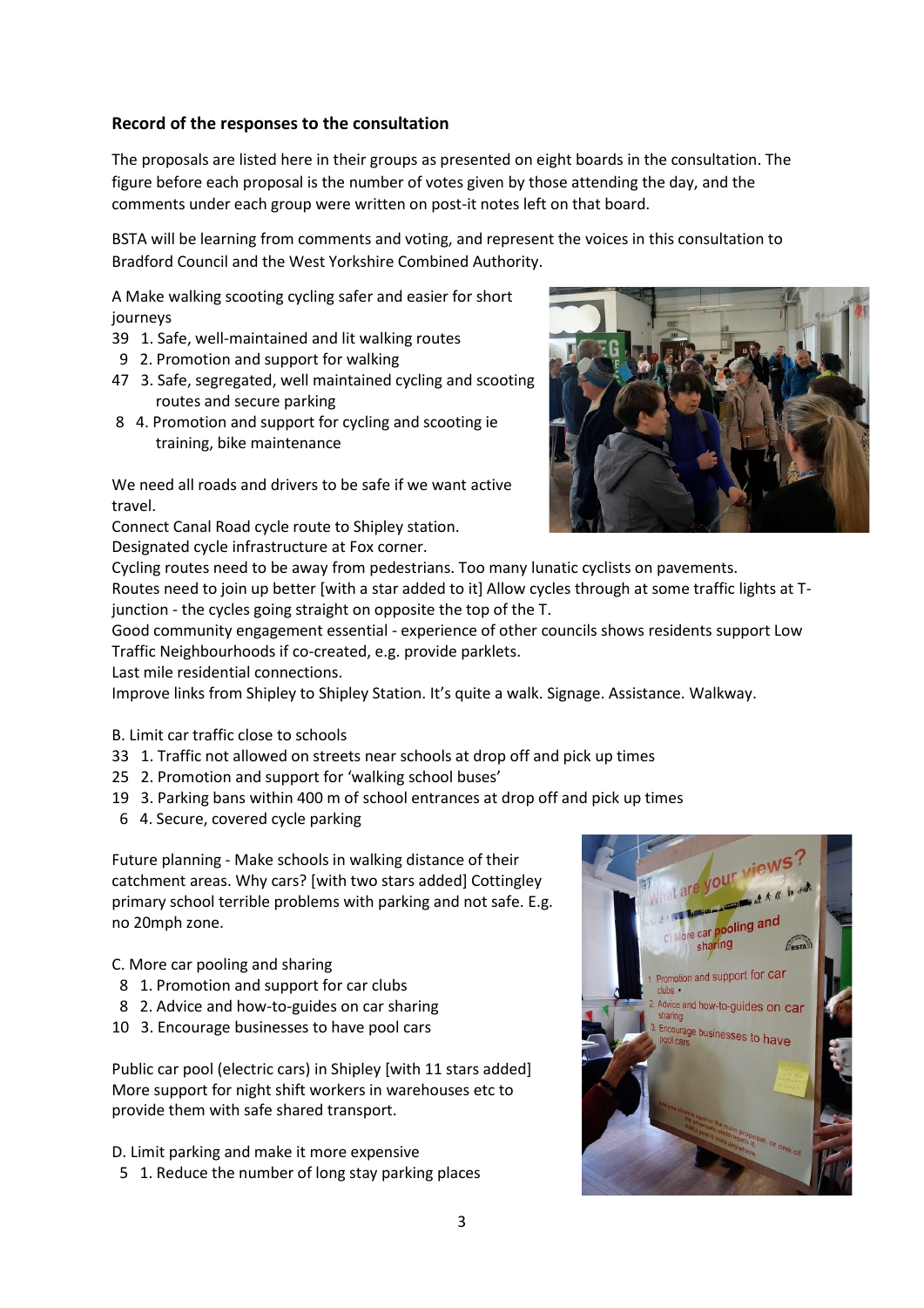**Record of the responses to the consultation**

The proposals are listed here in their groups as presented on eight boards in the consultation. The figure before each proposal is the number of votes given by those attending the day, and the comments under each group were written on post-it notes left on that board.

BSTA will be learning from comments and voting, and represent the voices in this consultation to Bradford Council and the West Yorkshire Combined Authority.

A Make walking scooting cycling safer and easier for short journeys

39 1. Safe, well-maintained and lit walking routes
9 2. Promotion and support for walking
47 3. Safe, segregated, well maintained cycling and scooting routes and secure parking
8 4. Promotion and support for cycling and scooting ie training, bike maintenance

We need all roads and drivers to be safe if we want active travel.
Connect Canal Road cycle route to Shipley station.
Designated cycle infrastructure at Fox corner.
Cycling routes need to be away from pedestrians. Too many lunatic cyclists on pavements.
Routes need to join up better [with a star added to it] Allow cycles through at some traffic lights at T-junction - the cycles going straight on opposite the top of the T.
Good community engagement essential - experience of other councils shows residents support Low Traffic Neighbourhoods if co-created, e.g. provide parklets.
Last mile residential connections.
Improve links from Shipley to Shipley Station. It's quite a walk. Signage. Assistance. Walkway.

B. Limit car traffic close to schools

33 1. Traffic not allowed on streets near schools at drop off and pick up times
25 2. Promotion and support for 'walking school buses'
19 3. Parking bans within 400 m of school entrances at drop off and pick up times
6 4. Secure, covered cycle parking

Future planning - Make schools in walking distance of their catchment areas. Why cars? [with two stars added] Cottingley primary school terrible problems with parking and not safe. E.g. no 20mph zone.

C. More car pooling and sharing

8 1. Promotion and support for car clubs
8 2. Advice and how-to-guides on car sharing
10 3. Encourage businesses to have pool cars

Public car pool (electric cars) in Shipley [with 11 stars added]
More support for night shift workers in warehouses etc to provide them with safe shared transport.

D. Limit parking and make it more expensive

5 1. Reduce the number of long stay parking places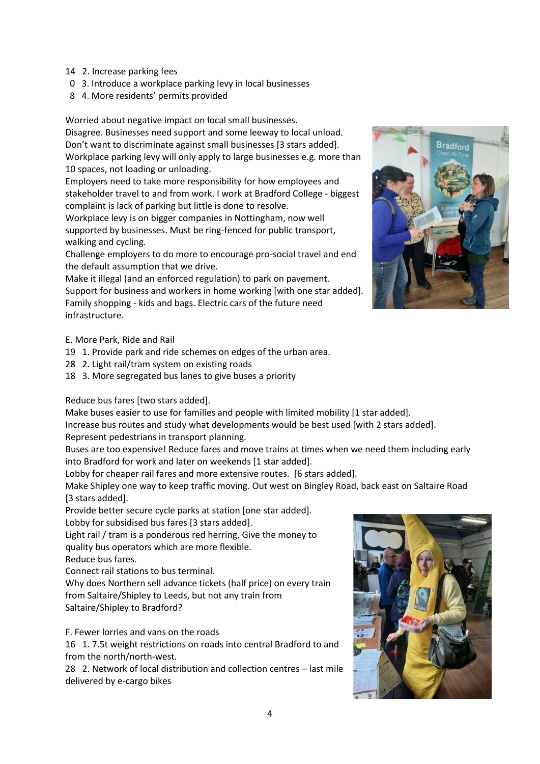14 2. Increase parking fees
0 3. Introduce a workplace parking levy in local businesses
8 4. More residents' permits provided

Worried about negative impact on local small businesses.
Disagree. Businesses need support and some leeway to local unload. Don't want to discriminate against small businesses [3 stars added].
Workplace parking levy will only apply to large businesses e.g. more than 10 spaces, not loading or unloading.
Employers need to take more responsibility for how employees and stakeholder travel to and from work. I work at Bradford College - biggest complaint is lack of parking but little is done to resolve.
Workplace levy is on bigger companies in Nottingham, now well supported by businesses. Must be ring-fenced for public transport, walking and cycling.
Challenge employers to do more to encourage pro-social travel and end the default assumption that we drive.
Make it illegal (and an enforced regulation) to park on pavement.
Support for business and workers in home working [with one star added].
Family shopping - kids and bags. Electric cars of the future need infrastructure.

E. More Park, Ride and Rail

19 1. Provide park and ride schemes on edges of the urban area.
28 2. Light rail/tram system on existing roads
18 3. More segregated bus lanes to give buses a priority

Reduce bus fares [two stars added].
Make buses easier to use for families and people with limited mobility [1 star added].
Increase bus routes and study what developments would be best used [with 2 stars added].
Represent pedestrians in transport planning.
Buses are too expensive! Reduce fares and move trains at times when we need them including early into Bradford for work and later on weekends [1 star added].
Lobby for cheaper rail fares and more extensive routes. [6 stars added].
Make Shipley one way to keep traffic moving. Out west on Bingley Road, back east on Saltaire Road [3 stars added].
Provide better secure cycle parks at station [one star added].
Lobby for subsidised bus fares [3 stars added].
Light rail / tram is a ponderous red herring. Give the money to quality bus operators which are more flexible.
Reduce bus fares.
Connect rail stations to bus terminal.
Why does Northern sell advance tickets (half price) on every train from Saltaire/Shipley to Leeds, but not any train from Saltaire/Shipley to Bradford?

F. Fewer lorries and vans on the roads

16 1. 7.5t weight restrictions on roads into central Bradford to and from the north/north-west.
28 2. Network of local distribution and collection centres – last mile delivered by e-cargo bikes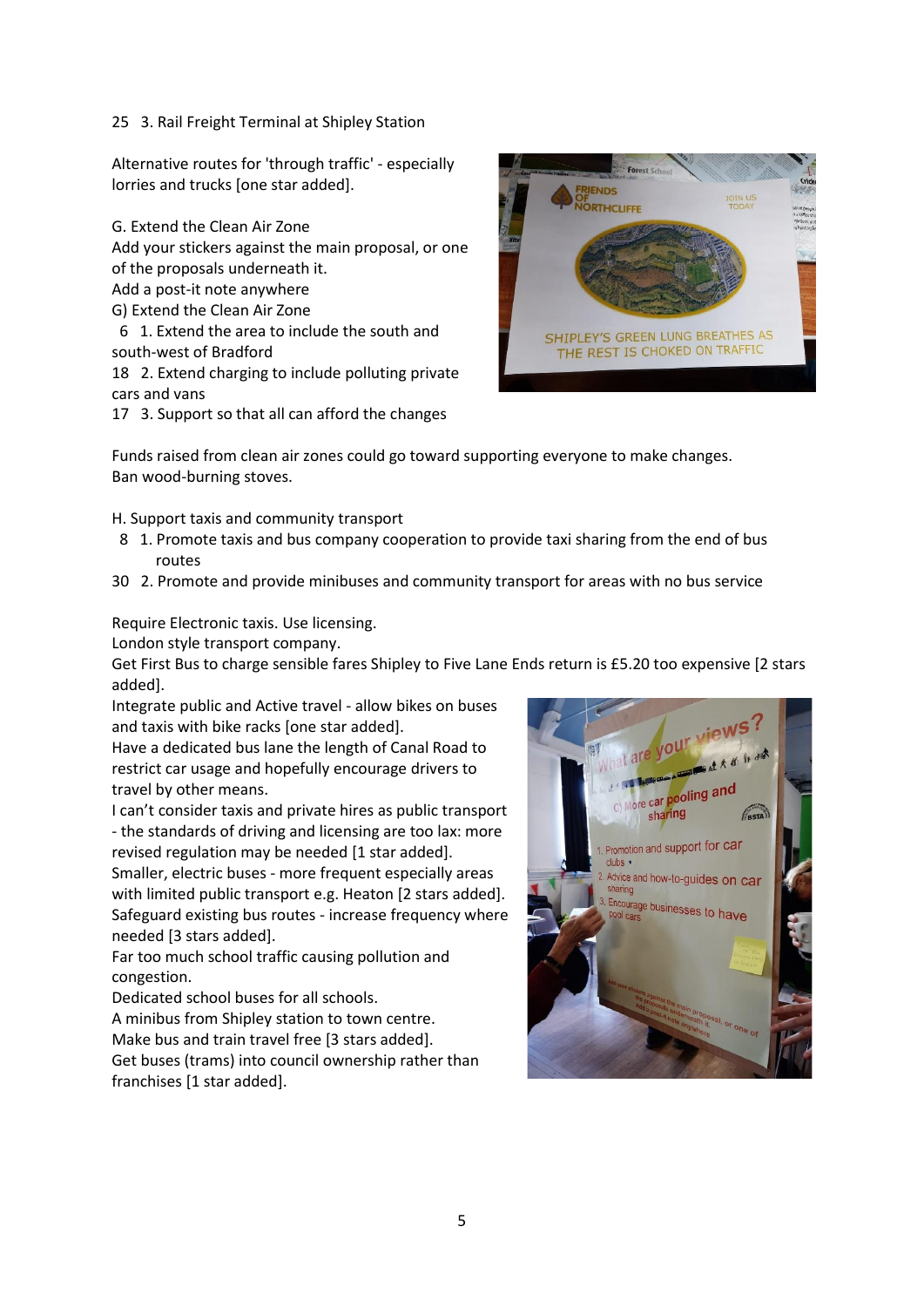25 3. Rail Freight Terminal at Shipley Station

Alternative routes for 'through traffic' - especially lorries and trucks [one star added].

G. Extend the Clean Air Zone
Add your stickers against the main proposal, or one of the proposals underneath it.
Add a post-it note anywhere
G) Extend the Clean Air Zone
6 1. Extend the area to include the south and south-west of Bradford
18 2. Extend charging to include polluting private cars and vans
17 3. Support so that all can afford the changes

Funds raised from clean air zones could go toward supporting everyone to make changes.
Ban wood-burning stoves.

H. Support taxis and community transport
8 1. Promote taxis and bus company cooperation to provide taxi sharing from the end of bus routes
30 2. Promote and provide minibuses and community transport for areas with no bus service

Require Electronic taxis. Use licensing.
London style transport company.
Get First Bus to charge sensible fares Shipley to Five Lane Ends return is £5.20 too expensive [2 stars added].
Integrate public and Active travel - allow bikes on buses and taxis with bike racks [one star added].
Have a dedicated bus lane the length of Canal Road to restrict car usage and hopefully encourage drivers to travel by other means.
I can't consider taxis and private hires as public transport - the standards of driving and licensing are too lax: more revised regulation may be needed [1 star added].
Smaller, electric buses - more frequent especially areas with limited public transport e.g. Heaton [2 stars added].
Safeguard existing bus routes - increase frequency where needed [3 stars added].
Far too much school traffic causing pollution and congestion.
Dedicated school buses for all schools.
A minibus from Shipley station to town centre.
Make bus and train travel free [3 stars added].
Get buses (trams) into council ownership rather than franchises [1 star added].